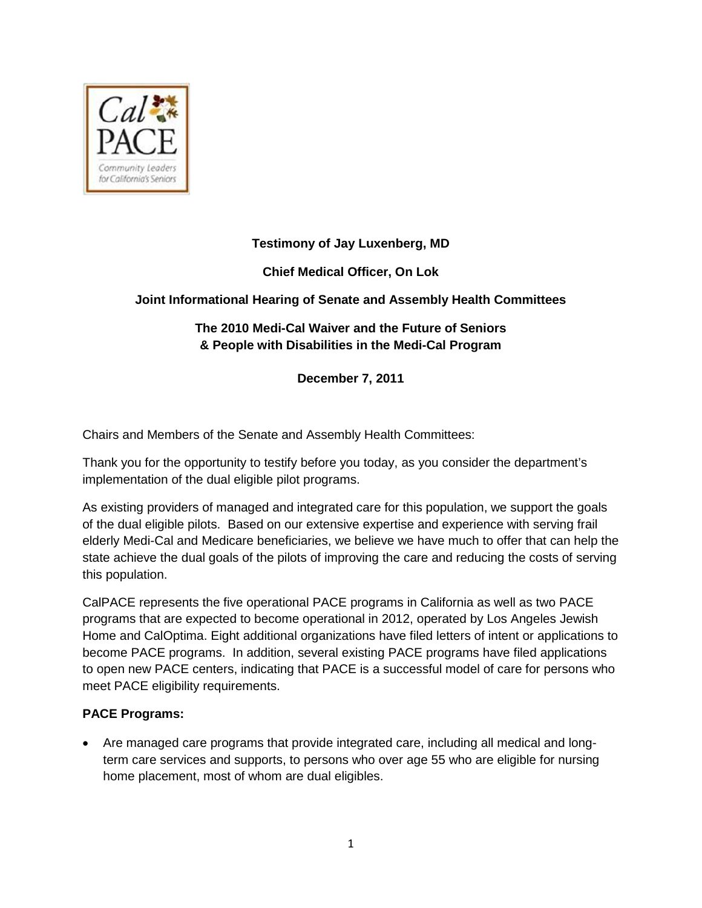**Testimony of Jay Luxenberg, MD**

**Chief Medical Officer, On Lok**

**Joint Informational Hearing of Senate and Assembly Health Committees**

**The 2010 Medi-Cal Waiver and the Future of Seniors & People with Disabilities in the Medi-Cal Program**

**December 7, 2011**

Chairs and Members of the Senate and Assembly Health Committees:

Thank you for the opportunity to testify before you today, as you consider the department's implementation of the dual eligible pilot programs.

As existing providers of managed and integrated care for this population, we support the goals of the dual eligible pilots. Based on our extensive expertise and experience with serving frail elderly Medi-Cal and Medicare beneficiaries, we believe we have much to offer that can help the state achieve the dual goals of the pilots of improving the care and reducing the costs of serving this population.

CalPACE represents the five operational PACE programs in California as well as two PACE programs that are expected to become operational in 2012, operated by Los Angeles Jewish Home and CalOptima. Eight additional organizations have filed letters of intent or applications to become PACE programs. In addition, several existing PACE programs have filed applications to open new PACE centers, indicating that PACE is a successful model of care for persons who meet PACE eligibility requirements.

**PACE Programs:**

- Are managed care programs that provide integrated care, including all medical and long-term care services and supports, to persons who over age 55 who are eligible for nursing home placement, most of whom are dual eligibles.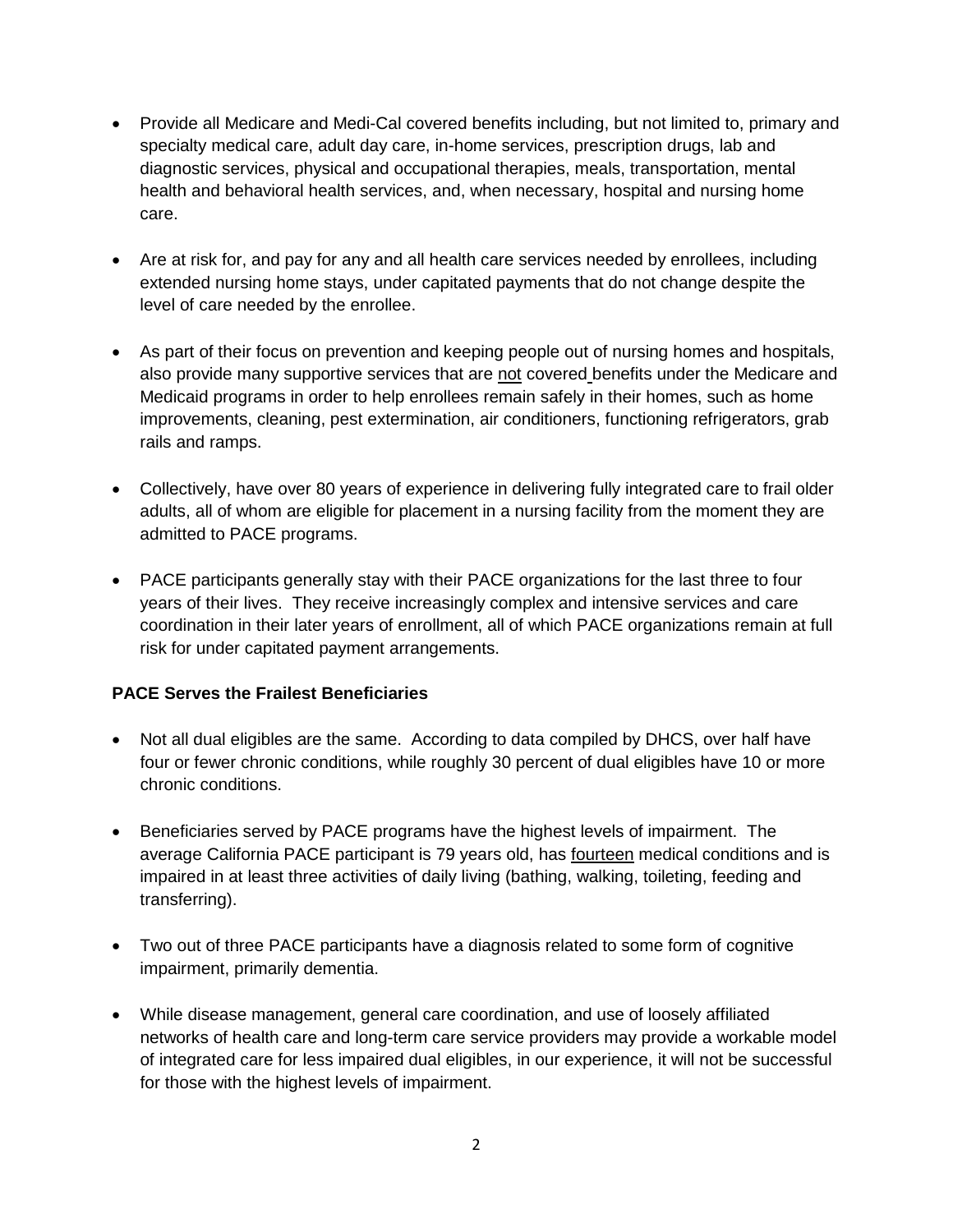- Provide all Medicare and Medi-Cal covered benefits including, but not limited to, primary and specialty medical care, adult day care, in-home services, prescription drugs, lab and diagnostic services, physical and occupational therapies, meals, transportation, mental health and behavioral health services, and, when necessary, hospital and nursing home care.

- Are at risk for, and pay for any and all health care services needed by enrollees, including extended nursing home stays, under capitated payments that do not change despite the level of care needed by the enrollee.

- As part of their focus on prevention and keeping people out of nursing homes and hospitals, also provide many supportive services that are <u>not</u> covered benefits under the Medicare and Medicaid programs in order to help enrollees remain safely in their homes, such as home improvements, cleaning, pest extermination, air conditioners, functioning refrigerators, grab rails and ramps.

- Collectively, have over 80 years of experience in delivering fully integrated care to frail older adults, all of whom are eligible for placement in a nursing facility from the moment they are admitted to PACE programs.

- PACE participants generally stay with their PACE organizations for the last three to four years of their lives. They receive increasingly complex and intensive services and care coordination in their later years of enrollment, all of which PACE organizations remain at full risk for under capitated payment arrangements.

**PACE Serves the Frailest Beneficiaries**

- Not all dual eligibles are the same. According to data compiled by DHCS, over half have four or fewer chronic conditions, while roughly 30 percent of dual eligibles have 10 or more chronic conditions.

- Beneficiaries served by PACE programs have the highest levels of impairment. The average California PACE participant is 79 years old, has <u>fourteen</u> medical conditions and is impaired in at least three activities of daily living (bathing, walking, toileting, feeding and transferring).

- Two out of three PACE participants have a diagnosis related to some form of cognitive impairment, primarily dementia.

- While disease management, general care coordination, and use of loosely affiliated networks of health care and long-term care service providers may provide a workable model of integrated care for less impaired dual eligibles, in our experience, it will not be successful for those with the highest levels of impairment.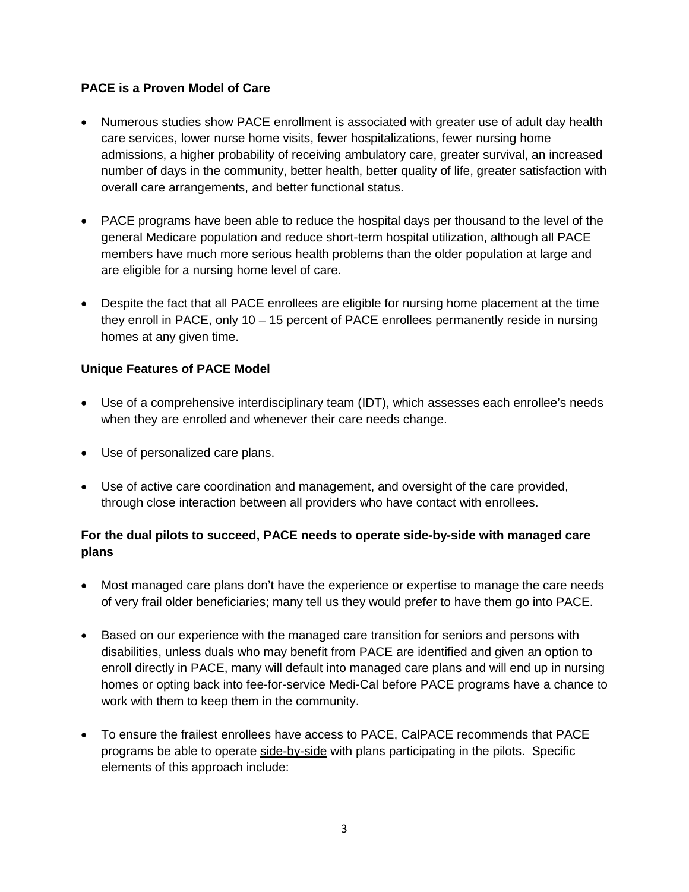**PACE is a Proven Model of Care**

- Numerous studies show PACE enrollment is associated with greater use of adult day health care services, lower nurse home visits, fewer hospitalizations, fewer nursing home admissions, a higher probability of receiving ambulatory care, greater survival, an increased number of days in the community, better health, better quality of life, greater satisfaction with overall care arrangements, and better functional status.
- PACE programs have been able to reduce the hospital days per thousand to the level of the general Medicare population and reduce short-term hospital utilization, although all PACE members have much more serious health problems than the older population at large and are eligible for a nursing home level of care.
- Despite the fact that all PACE enrollees are eligible for nursing home placement at the time they enroll in PACE, only 10 – 15 percent of PACE enrollees permanently reside in nursing homes at any given time.

**Unique Features of PACE Model**

- Use of a comprehensive interdisciplinary team (IDT), which assesses each enrollee's needs when they are enrolled and whenever their care needs change.
- Use of personalized care plans.
- Use of active care coordination and management, and oversight of the care provided, through close interaction between all providers who have contact with enrollees.

**For the dual pilots to succeed, PACE needs to operate side-by-side with managed care plans**

- Most managed care plans don't have the experience or expertise to manage the care needs of very frail older beneficiaries; many tell us they would prefer to have them go into PACE.
- Based on our experience with the managed care transition for seniors and persons with disabilities, unless duals who may benefit from PACE are identified and given an option to enroll directly in PACE, many will default into managed care plans and will end up in nursing homes or opting back into fee-for-service Medi-Cal before PACE programs have a chance to work with them to keep them in the community.
- To ensure the frailest enrollees have access to PACE, CalPACE recommends that PACE programs be able to operate <u>side-by-side</u> with plans participating in the pilots. Specific elements of this approach include: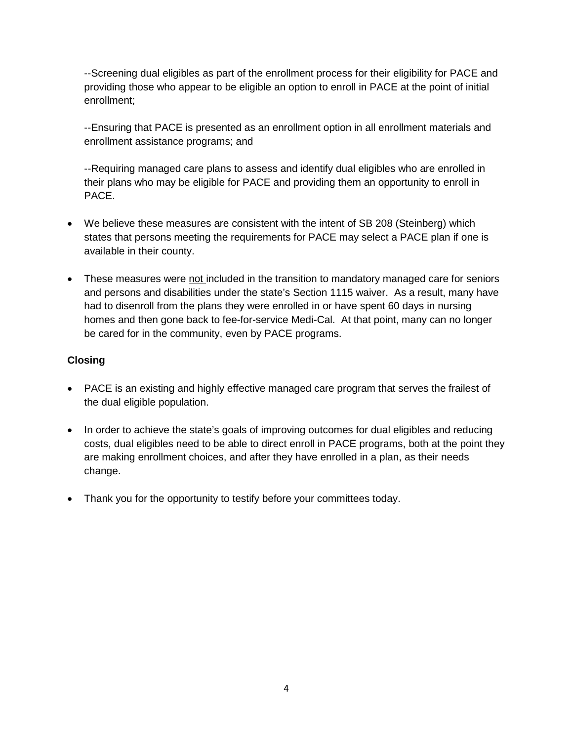--Screening dual eligibles as part of the enrollment process for their eligibility for PACE and providing those who appear to be eligible an option to enroll in PACE at the point of initial enrollment;

--Ensuring that PACE is presented as an enrollment option in all enrollment materials and enrollment assistance programs; and

--Requiring managed care plans to assess and identify dual eligibles who are enrolled in their plans who may be eligible for PACE and providing them an opportunity to enroll in PACE.

- We believe these measures are consistent with the intent of SB 208 (Steinberg) which states that persons meeting the requirements for PACE may select a PACE plan if one is available in their county.
- These measures were <u>not</u> included in the transition to mandatory managed care for seniors and persons and disabilities under the state's Section 1115 waiver. As a result, many have had to disenroll from the plans they were enrolled in or have spent 60 days in nursing homes and then gone back to fee-for-service Medi-Cal. At that point, many can no longer be cared for in the community, even by PACE programs.

**Closing**

- PACE is an existing and highly effective managed care program that serves the frailest of the dual eligible population.
- In order to achieve the state's goals of improving outcomes for dual eligibles and reducing costs, dual eligibles need to be able to direct enroll in PACE programs, both at the point they are making enrollment choices, and after they have enrolled in a plan, as their needs change.
- Thank you for the opportunity to testify before your committees today.